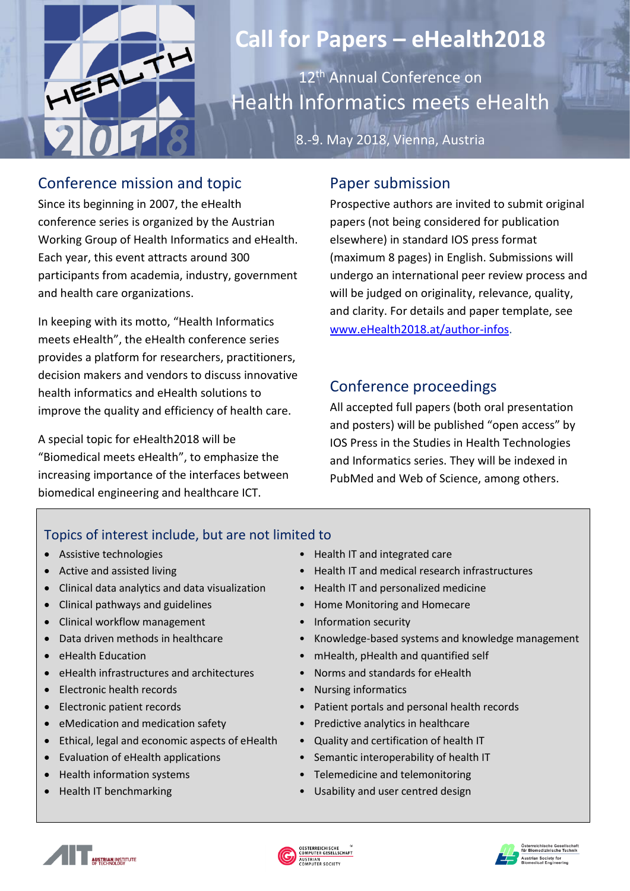# Call for Papers – eHealth2018

12th Annual Conference on

## Health Informatics meets eHealth

8.-9. May 2018, Vienna, Austria

## Conference mission and topic

Since its beginning in 2007, the eHealth conference series is organized by the Austrian Working Group of Health Informatics and eHealth. Each year, this event attracts around 300 participants from academia, industry, government and health care organizations.

In keeping with its motto, "Health Informatics meets eHealth", the eHealth conference series provides a platform for researchers, practitioners, decision makers and vendors to discuss innovative health informatics and eHealth solutions to improve the quality and efficiency of health care.

A special topic for eHealth2018 will be "Biomedical meets eHealth", to emphasize the increasing importance of the interfaces between biomedical engineering and healthcare ICT.

## Paper submission

Prospective authors are invited to submit original papers (not being considered for publication elsewhere) in standard IOS press format (maximum 8 pages) in English. Submissions will undergo an international peer review process and will be judged on originality, relevance, quality, and clarity. For details and paper template, see [www.eHealth2018.at/author-infos](www.eHealth2018.at/author-infos).

## Conference proceedings

All accepted full papers (both oral presentation and posters) will be published "open access" by IOS Press in the Studies in Health Technologies and Informatics series. They will be indexed in PubMed and Web of Science, among others.

## Topics of interest include, but are not limited to

- Assistive technologies
- Active and assisted living
- Clinical data analytics and data visualization
- Clinical pathways and guidelines
- Clinical workflow management
- Data driven methods in healthcare
- eHealth Education
- eHealth infrastructures and architectures
- Electronic health records
- Electronic patient records
- eMedication and medication safety
- Ethical, legal and economic aspects of eHealth
- Evaluation of eHealth applications
- Health information systems
- Health IT benchmarking
- Health IT and integrated care
- Health IT and medical research infrastructures
- Health IT and personalized medicine
- Home Monitoring and Homecare
- Information security
- Knowledge-based systems and knowledge management
- mHealth, pHealth and quantified self
- Norms and standards for eHealth
- Nursing informatics
- Patient portals and personal health records
- Predictive analytics in healthcare
- Quality and certification of health IT
- Semantic interoperability of health IT
- Telemedicine and telemonitoring
- Usability and user centred design

AIT Austrian Institute of Technology

Oesterreichische Computer Gesellschaft – Austrian Computer Society

Österreichische Gesellschaft für Biomedizinische Technik – Austrian Society for Biomedical Engineering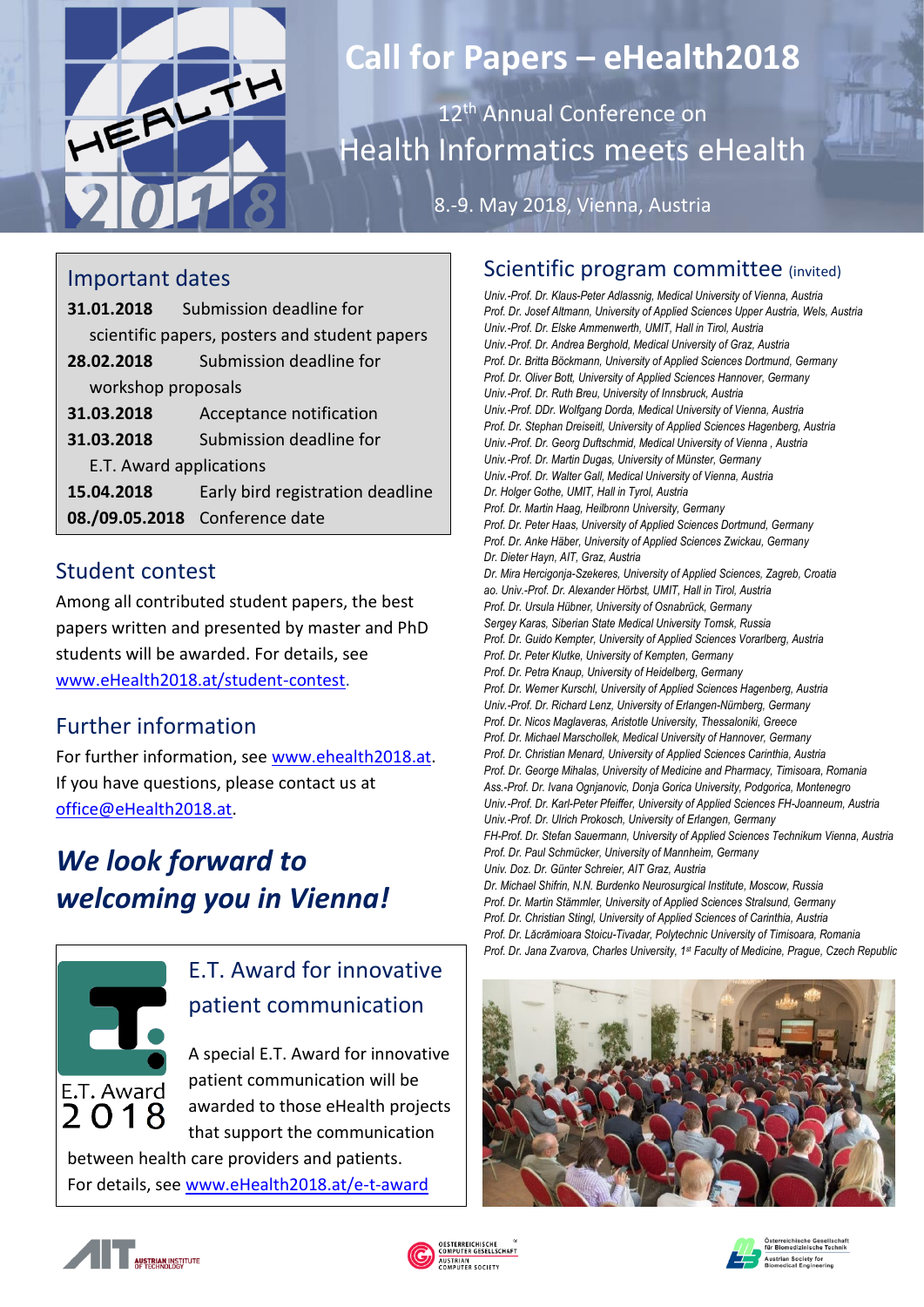# Call for Papers – eHealth2018

12th Annual Conference on

Health Informatics meets eHealth

8.-9. May 2018, Vienna, Austria

## Important dates

| | |
|---|---|
| **31.01.2018** | Submission deadline for scientific papers, posters and student papers |
| **28.02.2018** | Submission deadline for workshop proposals |
| **31.03.2018** | Acceptance notification |
| **31.03.2018** | Submission deadline for E.T. Award applications |
| **15.04.2018** | Early bird registration deadline |
| **08./09.05.2018** | Conference date |

## Student contest

Among all contributed student papers, the best papers written and presented by master and PhD students will be awarded. For details, see www.eHealth2018.at/student-contest.

## Further information

For further information, see www.ehealth2018.at. If you have questions, please contact us at office@eHealth2018.at.

***We look forward to welcoming you in Vienna!***

## E.T. Award for innovative patient communication

E.T. Award 2018

A special E.T. Award for innovative patient communication will be awarded to those eHealth projects that support the communication between health care providers and patients. For details, see www.eHealth2018.at/e-t-award

## Scientific program committee (invited)

*Univ.-Prof. Dr. Klaus-Peter Adlassnig, Medical University of Vienna, Austria*
*Prof. Dr. Josef Altmann, University of Applied Sciences Upper Austria, Wels, Austria*
*Univ.-Prof. Dr. Elske Ammenwerth, UMIT, Hall in Tirol, Austria*
*Univ.-Prof. Dr. Andrea Berghold, Medical University of Graz, Austria*
*Prof. Dr. Britta Böckmann, University of Applied Sciences Dortmund, Germany*
*Prof. Dr. Oliver Bott, University of Applied Sciences Hannover, Germany*
*Univ.-Prof. Dr. Ruth Breu, University of Innsbruck, Austria*
*Univ.-Prof. DDr. Wolfgang Dorda, Medical University of Vienna, Austria*
*Prof. Dr. Stephan Dreiseitl, University of Applied Sciences Hagenberg, Austria*
*Univ.-Prof. Dr. Georg Duftschmid, Medical University of Vienna , Austria*
*Univ.-Prof. Dr. Martin Dugas, University of Münster, Germany*
*Univ.-Prof. Dr. Walter Gall, Medical University of Vienna, Austria*
*Dr. Holger Gothe, UMIT, Hall in Tyrol, Austria*
*Prof. Dr. Martin Haag, Heilbronn University, Germany*
*Prof. Dr. Peter Haas, University of Applied Sciences Dortmund, Germany*
*Prof. Dr. Anke Häber, University of Applied Sciences Zwickau, Germany*
*Dr. Dieter Hayn, AIT, Graz, Austria*
*Dr. Mira Hercigonja-Szekeres, University of Applied Sciences, Zagreb, Croatia*
*ao. Univ.-Prof. Dr. Alexander Hörbst, UMIT, Hall in Tirol, Austria*
*Prof. Dr. Ursula Hübner, University of Osnabrück, Germany*
*Sergey Karas, Siberian State Medical University Tomsk, Russia*
*Prof. Dr. Guido Kempter, University of Applied Sciences Vorarlberg, Austria*
*Prof. Dr. Peter Klutke, University of Kempten, Germany*
*Prof. Dr. Petra Knaup, University of Heidelberg, Germany*
*Prof. Dr. Werner Kurschl, University of Applied Sciences Hagenberg, Austria*
*Univ.-Prof. Dr. Richard Lenz, University of Erlangen-Nürnberg, Germany*
*Prof. Dr. Nicos Maglaveras, Aristotle University, Thessaloniki, Greece*
*Prof. Dr. Michael Marschollek, Medical University of Hannover, Germany*
*Prof. Dr. Christian Menard, University of Applied Sciences Carinthia, Austria*
*Prof. Dr. George Mihalas, University of Medicine and Pharmacy, Timisoara, Romania*
*Ass.-Prof. Dr. Ivana Ognjanovic, Donja Gorica University, Podgorica, Montenegro*
*Univ.-Prof. Dr. Karl-Peter Pfeiffer, University of Applied Sciences FH-Joanneum, Austria*
*Univ.-Prof. Dr. Ulrich Prokosch, University of Erlangen, Germany*
*FH-Prof. Dr. Stefan Sauermann, University of Applied Sciences Technikum Vienna, Austria*
*Prof. Dr. Paul Schmücker, University of Mannheim, Germany*
*Univ. Doz. Dr. Günter Schreier, AIT Graz, Austria*
*Dr. Michael Shifrin, N.N. Burdenko Neurosurgical Institute, Moscow, Russia*
*Prof. Dr. Martin Stämmler, University of Applied Sciences Stralsund, Germany*
*Prof. Dr. Christian Stingl, University of Applied Sciences of Carinthia, Austria*
*Prof. Dr. Lăcrămioara Stoicu-Tivadar, Polytechnic University of Timisoara, Romania*
*Prof. Dr. Jana Zvarova, Charles University, 1st Faculty of Medicine, Prague, Czech Republic*

AIT AUSTRIAN INSTITUTE OF TECHNOLOGY

OESTERREICHISCHE COMPUTER GESELLSCHAFT – AUSTRIAN COMPUTER SOCIETY

Österreichische Gesellschaft für Biomedizinische Technik – Austrian Society for Biomedical Engineering